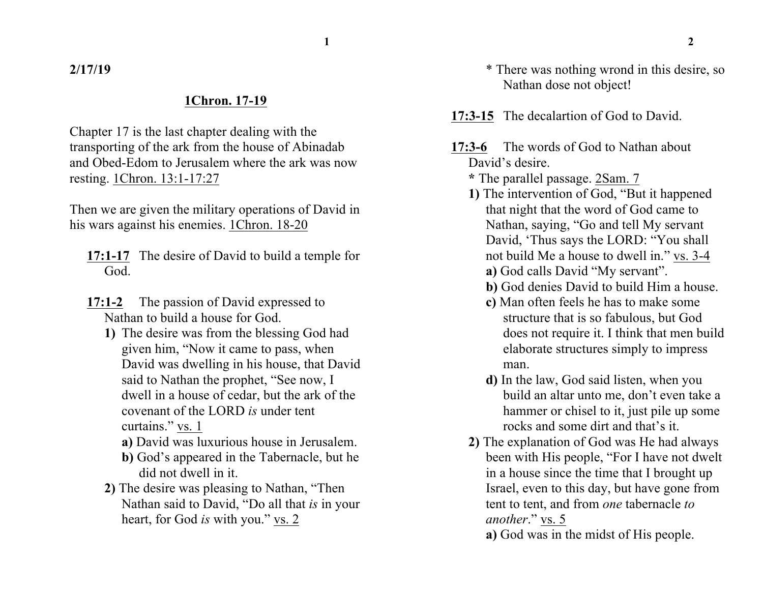**2/17/19**

## 1Chron. 17-19

Chapter 17 is the last chapter dealing with the transporting of the ark from the house of Abinadab and Obed-Edom to Jerusalem where the ark was now resting. 1Chron. 13:1-17:27

Then we are given the military operations of David in his wars against his enemies. 1Chron. 18-20

**17:1-17** The desire of David to build a temple for God.

**17:1-2** The passion of David expressed to Nathan to build a house for God.

**1)** The desire was from the blessing God had given him, "Now it came to pass, when David was dwelling in his house, that David said to Nathan the prophet, "See now, I dwell in a house of cedar, but the ark of the covenant of the LORD *is* under tent curtains." vs. 1

**a)** David was luxurious house in Jerusalem.

**b)** God's appeared in the Tabernacle, but he did not dwell in it.

**2)** The desire was pleasing to Nathan, "Then Nathan said to David, "Do all that *is* in your heart, for God *is* with you." vs. 2

\* There was nothing wrond in this desire, so Nathan dose not object!

**17:3-15** The decalartion of God to David.

**17:3-6** The words of God to Nathan about David's desire.

**\*** The parallel passage. 2Sam. 7

**1)** The intervention of God, "But it happened that night that the word of God came to Nathan, saying, "Go and tell My servant David, 'Thus says the LORD: "You shall not build Me a house to dwell in." vs. 3-4

**a)** God calls David "My servant".

**b)** God denies David to build Him a house.

**c)** Man often feels he has to make some structure that is so fabulous, but God does not require it. I think that men build elaborate structures simply to impress man.

**d)** In the law, God said listen, when you build an altar unto me, don't even take a hammer or chisel to it, just pile up some rocks and some dirt and that's it.

**2)** The explanation of God was He had always been with His people, "For I have not dwelt in a house since the time that I brought up Israel, even to this day, but have gone from tent to tent, and from *one* tabernacle *to another*." vs. 5

**a)** God was in the midst of His people.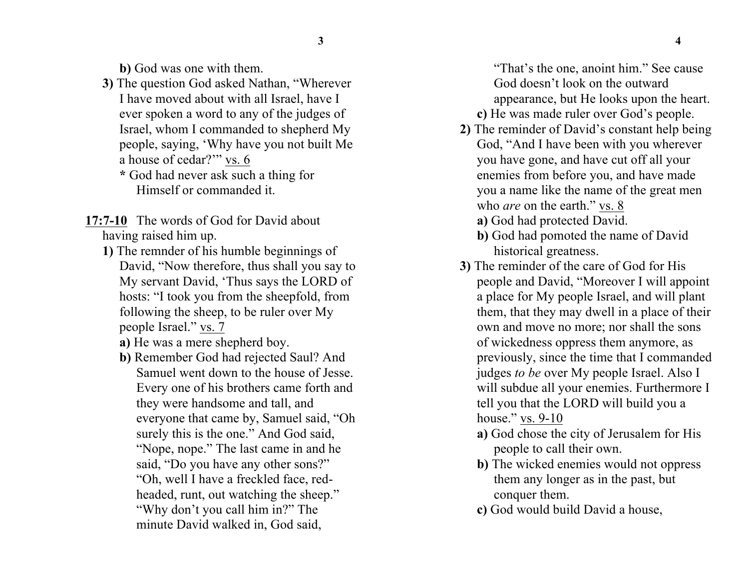**b)** God was one with them.

**3)** The question God asked Nathan, "Wherever I have moved about with all Israel, have I ever spoken a word to any of the judges of Israel, whom I commanded to shepherd My people, saying, 'Why have you not built Me a house of cedar?'" vs. 6

**\*** God had never ask such a thing for Himself or commanded it.

**17:7-10** The words of God for David about having raised him up.

**1)** The remnder of his humble beginnings of David, "Now therefore, thus shall you say to My servant David, 'Thus says the LORD of hosts: "I took you from the sheepfold, from following the sheep, to be ruler over My people Israel." vs. 7

**a)** He was a mere shepherd boy.

**b)** Remember God had rejected Saul? And Samuel went down to the house of Jesse. Every one of his brothers came forth and they were handsome and tall, and everyone that came by, Samuel said, "Oh surely this is the one." And God said, "Nope, nope." The last came in and he said, "Do you have any other sons?" "Oh, well I have a freckled face, red-headed, runt, out watching the sheep." "Why don't you call him in?" The minute David walked in, God said, "That's the one, anoint him." See cause God doesn't look on the outward appearance, but He looks upon the heart.

**c)** He was made ruler over God's people.

**2)** The reminder of David's constant help being God, "And I have been with you wherever you have gone, and have cut off all your enemies from before you, and have made you a name like the name of the great men who *are* on the earth." vs. 8

**a)** God had protected David.

**b)** God had pomoted the name of David historical greatness.

**3)** The reminder of the care of God for His people and David, "Moreover I will appoint a place for My people Israel, and will plant them, that they may dwell in a place of their own and move no more; nor shall the sons of wickedness oppress them anymore, as previously, since the time that I commanded judges *to be* over My people Israel. Also I will subdue all your enemies. Furthermore I tell you that the LORD will build you a house." vs. 9-10

**a)** God chose the city of Jerusalem for His people to call their own.

**b)** The wicked enemies would not oppress them any longer as in the past, but conquer them.

**c)** God would build David a house,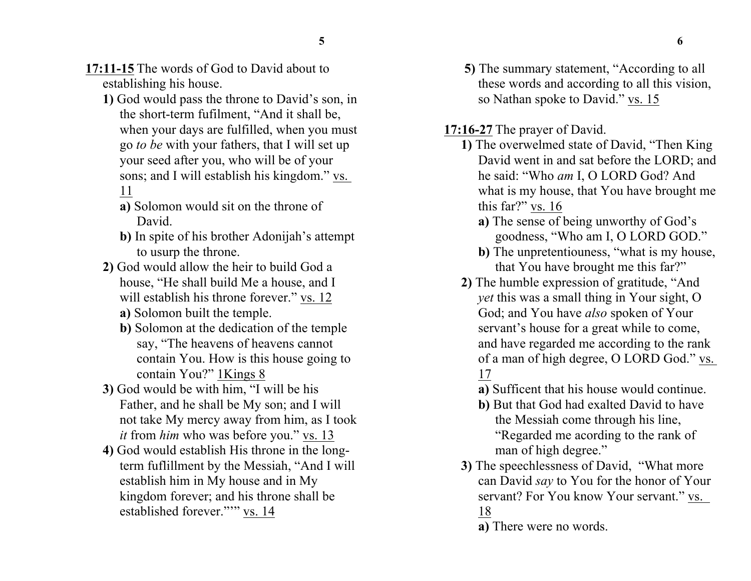**17:11-15** The words of God to David about to establishing his house.

**1)** God would pass the throne to David's son, in the short-term fufilment, "And it shall be, when your days are fulfilled, when you must go *to be* with your fathers, that I will set up your seed after you, who will be of your sons; and I will establish his kingdom." vs. 11

**a)** Solomon would sit on the throne of David.

**b)** In spite of his brother Adonijah's attempt to usurp the throne.

**2)** God would allow the heir to build God a house, "He shall build Me a house, and I will establish his throne forever." vs. 12

**a)** Solomon built the temple.

**b)** Solomon at the dedication of the temple say, "The heavens of heavens cannot contain You. How is this house going to contain You?" 1Kings 8

**3)** God would be with him, "I will be his Father, and he shall be My son; and I will not take My mercy away from him, as I took *it* from *him* who was before you." vs. 13

**4)** God would establish His throne in the long-term fuflillment by the Messiah, "And I will establish him in My house and in My kingdom forever; and his throne shall be established forever."'" vs. 14

**5)** The summary statement, "According to all these words and according to all this vision, so Nathan spoke to David." vs. 15

**17:16-27** The prayer of David.

**1)** The overwelmed state of David, "Then King David went in and sat before the LORD; and he said: "Who *am* I, O LORD God? And what is my house, that You have brought me this far?" vs. 16

**a)** The sense of being unworthy of God's goodness, "Who am I, O LORD GOD."

**b)** The unpretentiouness, "what is my house, that You have brought me this far?"

**2)** The humble expression of gratitude, "And *yet* this was a small thing in Your sight, O God; and You have *also* spoken of Your servant's house for a great while to come, and have regarded me according to the rank of a man of high degree, O LORD God." vs. 17

**a)** Sufficent that his house would continue.

**b)** But that God had exalted David to have the Messiah come through his line, "Regarded me acording to the rank of man of high degree."

**3)** The speechlessness of David, "What more can David *say* to You for the honor of Your servant? For You know Your servant." vs. 18

**a)** There were no words.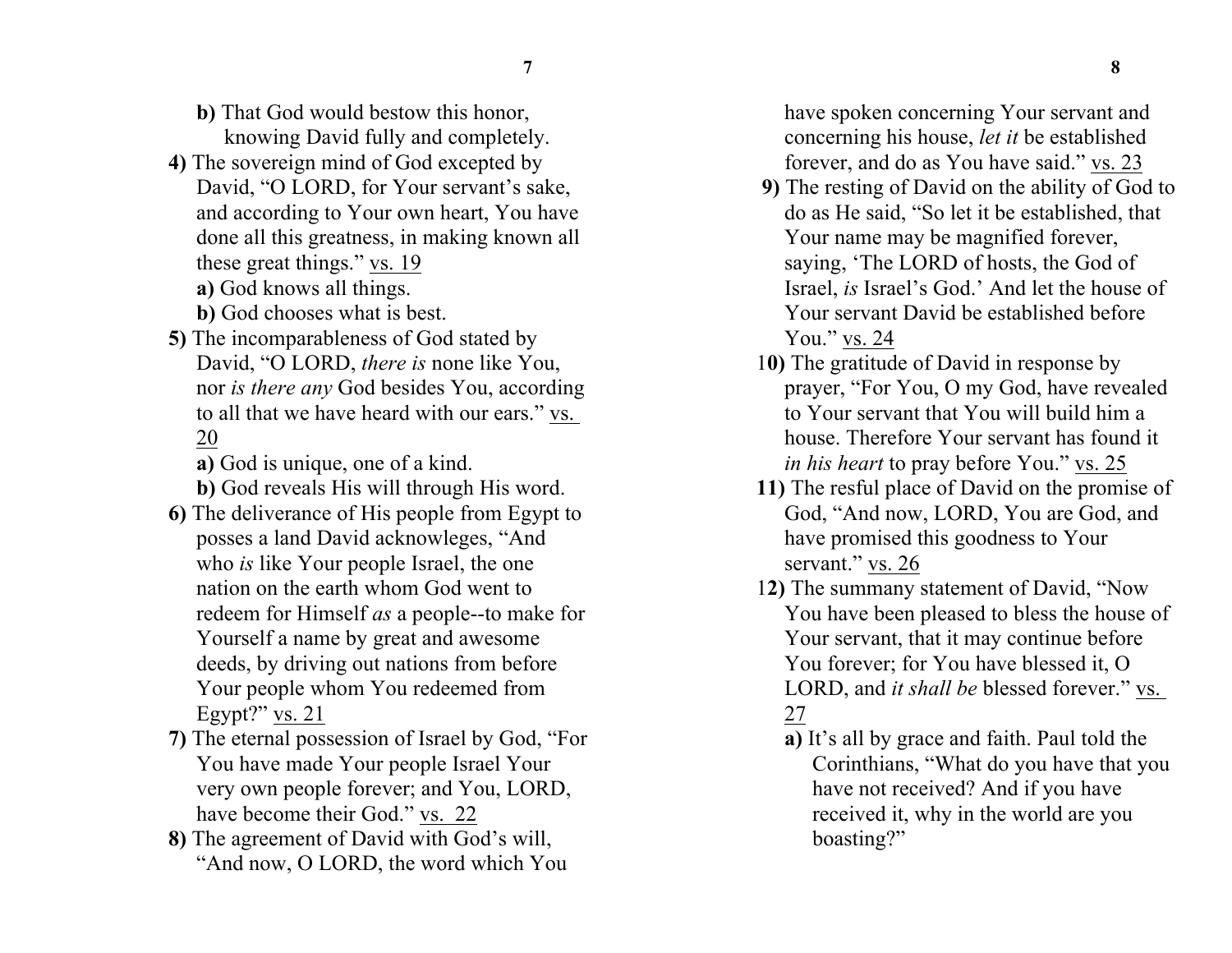**b)** That God would bestow this honor, knowing David fully and completely.

**4)** The sovereign mind of God excepted by David, "O LORD, for Your servant's sake, and according to Your own heart, You have done all this greatness, in making known all these great things." vs. 19

**a)** God knows all things.

**b)** God chooses what is best.

**5)** The incomparableness of God stated by David, "O LORD, *there is* none like You, nor *is there any* God besides You, according to all that we have heard with our ears." vs. 20

**a)** God is unique, one of a kind.

**b)** God reveals His will through His word.

**6)** The deliverance of His people from Egypt to posses a land David acknowleges, "And who *is* like Your people Israel, the one nation on the earth whom God went to redeem for Himself *as* a people--to make for Yourself a name by great and awesome deeds, by driving out nations from before Your people whom You redeemed from Egypt?" vs. 21

**7)** The eternal possession of Israel by God, "For You have made Your people Israel Your very own people forever; and You, LORD, have become their God." vs. 22

**8)** The agreement of David with God's will, "And now, O LORD, the word which You have spoken concerning Your servant and concerning his house, *let it* be established forever, and do as You have said." vs. 23

**9)** The resting of David on the ability of God to do as He said, "So let it be established, that Your name may be magnified forever, saying, 'The LORD of hosts, the God of Israel, *is* Israel's God.' And let the house of Your servant David be established before You." vs. 24

**10)** The gratitude of David in response by prayer, "For You, O my God, have revealed to Your servant that You will build him a house. Therefore Your servant has found it *in his heart* to pray before You." vs. 25

**11)** The resful place of David on the promise of God, "And now, LORD, You are God, and have promised this goodness to Your servant." vs. 26

**12)** The summany statement of David, "Now You have been pleased to bless the house of Your servant, that it may continue before You forever; for You have blessed it, O LORD, and *it shall be* blessed forever." vs. 27

**a)** It's all by grace and faith. Paul told the Corinthians, "What do you have that you have not received? And if you have received it, why in the world are you boasting?"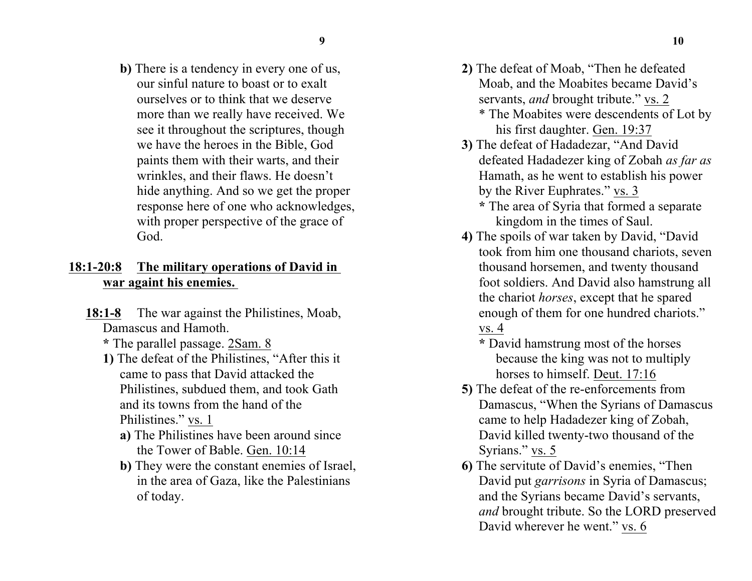**b)** There is a tendency in every one of us, our sinful nature to boast or to exalt ourselves or to think that we deserve more than we really have received. We see it throughout the scriptures, though we have the heroes in the Bible, God paints them with their warts, and their wrinkles, and their flaws. He doesn't hide anything. And so we get the proper response here of one who acknowledges, with proper perspective of the grace of God.

## <u>18:1-20:8</u> <u>The military operations of David in war againt his enemies.</u>

**<u>18:1-8</u>** The war against the Philistines, Moab, Damascus and Hamoth.

**\*** The parallel passage. <u>2Sam. 8</u>

**1)** The defeat of the Philistines, "After this it came to pass that David attacked the Philistines, subdued them, and took Gath and its towns from the hand of the Philistines." <u>vs. 1</u>

**a)** The Philistines have been around since the Tower of Bable. <u>Gen. 10:14</u>

**b)** They were the constant enemies of Israel, in the area of Gaza, like the Palestinians of today.

**2)** The defeat of Moab, "Then he defeated Moab, and the Moabites became David's servants, *and* brought tribute." <u>vs. 2</u>

\* The Moabites were descendents of Lot by his first daughter. <u>Gen. 19:37</u>

**3)** The defeat of Hadadezar, "And David defeated Hadadezer king of Zobah *as far as* Hamath, as he went to establish his power by the River Euphrates." <u>vs. 3</u>

**\*** The area of Syria that formed a separate kingdom in the times of Saul.

**4)** The spoils of war taken by David, "David took from him one thousand chariots, seven thousand horsemen, and twenty thousand foot soldiers. And David also hamstrung all the chariot *horses*, except that he spared enough of them for one hundred chariots." <u>vs. 4</u>

**\*** David hamstrung most of the horses because the king was not to multiply horses to himself. <u>Deut. 17:16</u>

**5)** The defeat of the re-enforcements from Damascus, "When the Syrians of Damascus came to help Hadadezer king of Zobah, David killed twenty-two thousand of the Syrians." <u>vs. 5</u>

**6)** The servitute of David's enemies, "Then David put *garrisons* in Syria of Damascus; and the Syrians became David's servants, *and* brought tribute. So the LORD preserved David wherever he went." <u>vs. 6</u>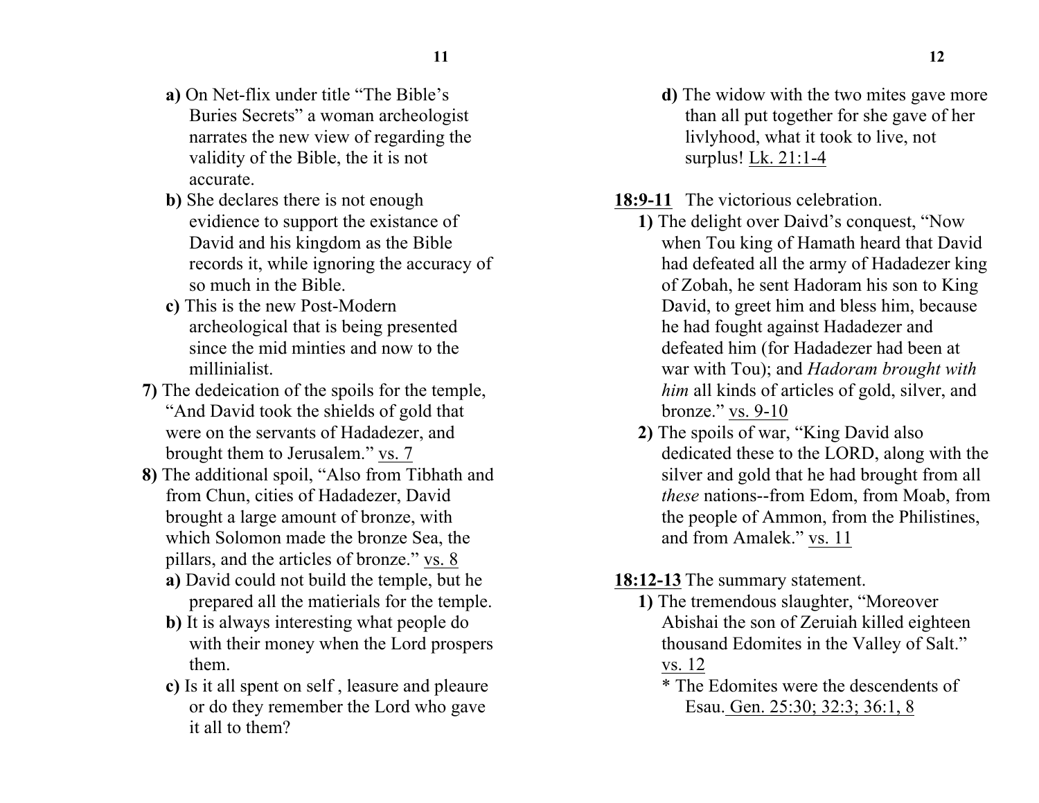**a)** On Net-flix under title “The Bible’s Buries Secrets” a woman archeologist narrates the new view of regarding the validity of the Bible, the it is not accurate.

**b)** She declares there is not enough evidence to support the existance of David and his kingdom as the Bible records it, while ignoring the accuracy of so much in the Bible.

**c)** This is the new Post-Modern archeological that is being presented since the mid minties and now to the millinialist.

**7)** The dedeication of the spoils for the temple, “And David took the shields of gold that were on the servants of Hadadezer, and brought them to Jerusalem.” <u>vs. 7</u>

**8)** The additional spoil, “Also from Tibhath and from Chun, cities of Hadadezer, David brought a large amount of bronze, with which Solomon made the bronze Sea, the pillars, and the articles of bronze.” <u>vs. 8</u>

**a)** David could not build the temple, but he prepared all the matierials for the temple.

**b)** It is always interesting what people do with their money when the Lord prospers them.

**c)** Is it all spent on self , leasure and pleaure or do they remember the Lord who gave it all to them?

**d)** The widow with the two mites gave more than all put together for she gave of her livlyhood, what it took to live, not surplus! <u>Lk. 21:1-4</u>

**<u>18:9-11</u>** The victorious celebration.

**1)** The delight over Daivd’s conquest, “Now when Tou king of Hamath heard that David had defeated all the army of Hadadezer king of Zobah, he sent Hadoram his son to King David, to greet him and bless him, because he had fought against Hadadezer and defeated him (for Hadadezer had been at war with Tou); and *Hadoram brought with him* all kinds of articles of gold, silver, and bronze.” <u>vs. 9-10</u>

**2)** The spoils of war, “King David also dedicated these to the LORD, along with the silver and gold that he had brought from all *these* nations--from Edom, from Moab, from the people of Ammon, from the Philistines, and from Amalek.” <u>vs. 11</u>

**<u>18:12-13</u>** The summary statement.

**1)** The tremendous slaughter, “Moreover Abishai the son of Zeruiah killed eighteen thousand Edomites in the Valley of Salt.” <u>vs. 12</u>

* The Edomites were the descendents of Esau. <u>Gen. 25:30; 32:3; 36:1, 8</u>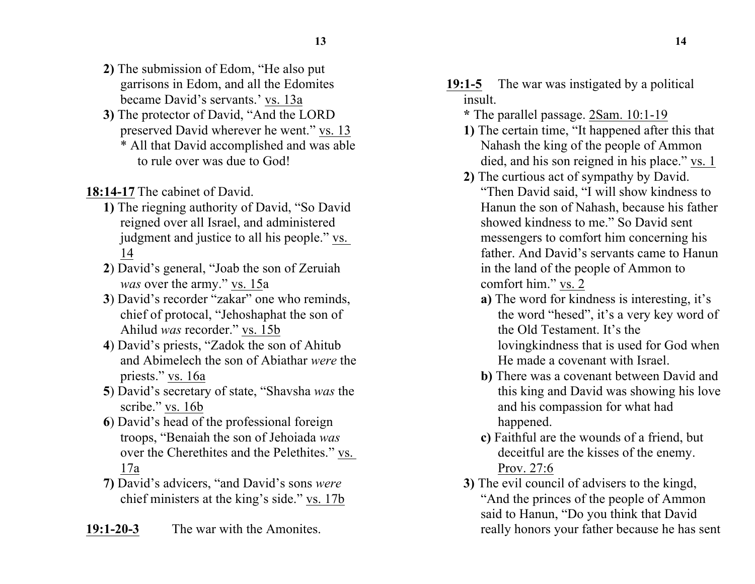**2)** The submission of Edom, "He also put garrisons in Edom, and all the Edomites became David's servants.' vs. 13a

**3)** The protector of David, "And the LORD preserved David wherever he went." vs. 13

* All that David accomplished and was able to rule over was due to God!

**18:14-17** The cabinet of David.

**1)** The riegning authority of David, "So David reigned over all Israel, and administered judgment and justice to all his people." vs. 14

**2**) David's general, "Joab the son of Zeruiah *was* over the army." vs. 15a

**3**) David's recorder "zakar" one who reminds, chief of protocal, "Jehoshaphat the son of Ahilud *was* recorder." vs. 15b

**4**) David's priests, "Zadok the son of Ahitub and Abimelech the son of Abiathar *were* the priests." vs. 16a

**5**) David's secretary of state, "Shavsha *was* the scribe." vs. 16b

**6**) David's head of the professional foreign troops, "Benaiah the son of Jehoiada *was* over the Cherethites and the Pelethites." vs. 17a

**7)** David's advicers, "and David's sons *were* chief ministers at the king's side." vs. 17b

**19:1-20-3** The war with the Amonites.

**19:1-5** The war was instigated by a political insult.

**\*** The parallel passage. 2Sam. 10:1-19

**1)** The certain time, "It happened after this that Nahash the king of the people of Ammon died, and his son reigned in his place." vs. 1

**2)** The curtious act of sympathy by David. "Then David said, "I will show kindness to Hanun the son of Nahash, because his father showed kindness to me." So David sent messengers to comfort him concerning his father. And David's servants came to Hanun in the land of the people of Ammon to comfort him." vs. 2

**a)** The word for kindness is interesting, it's the word "hesed", it's a very key word of the Old Testament. It's the lovingkindness that is used for God when He made a covenant with Israel.

**b)** There was a covenant between David and this king and David was showing his love and his compassion for what had happened.

**c)** Faithful are the wounds of a friend, but deceitful are the kisses of the enemy. Prov. 27:6

**3)** The evil council of advisers to the kingd, "And the princes of the people of Ammon said to Hanun, "Do you think that David really honors your father because he has sent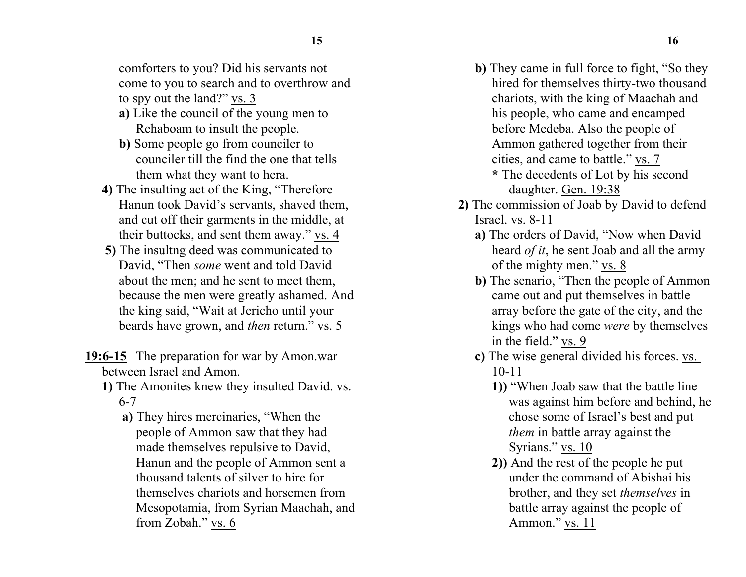comforters to you? Did his servants not come to you to search and to overthrow and to spy out the land?" vs. 3

- **a)** Like the council of the young men to Rehaboam to insult the people.
- **b)** Some people go from counciler to counciler till the find the one that tells them what they want to hera.

**4)** The insulting act of the King, "Therefore Hanun took David's servants, shaved them, and cut off their garments in the middle, at their buttocks, and sent them away." vs. 4

**5)** The insultng deed was communicated to David, "Then *some* went and told David about the men; and he sent to meet them, because the men were greatly ashamed. And the king said, "Wait at Jericho until your beards have grown, and *then* return." vs. 5

**19:6-15** The preparation for war by Amon.war between Israel and Amon.

**1)** The Amonites knew they insulted David. vs. 6-7

- **a)** They hires mercinaries, "When the people of Ammon saw that they had made themselves repulsive to David, Hanun and the people of Ammon sent a thousand talents of silver to hire for themselves chariots and horsemen from Mesopotamia, from Syrian Maachah, and from Zobah." vs. 6
- **b)** They came in full force to fight, "So they hired for themselves thirty-two thousand chariots, with the king of Maachah and his people, who came and encamped before Medeba. Also the people of Ammon gathered together from their cities, and came to battle." vs. 7
  - **\*** The decedents of Lot by his second daughter. Gen. 19:38

**2)** The commission of Joab by David to defend Israel. vs. 8-11

- **a)** The orders of David, "Now when David heard *of it*, he sent Joab and all the army of the mighty men." vs. 8
- **b)** The senario, "Then the people of Ammon came out and put themselves in battle array before the gate of the city, and the kings who had come *were* by themselves in the field." vs. 9
- **c)** The wise general divided his forces. vs. 10-11
  - **1))** "When Joab saw that the battle line was against him before and behind, he chose some of Israel's best and put *them* in battle array against the Syrians." vs. 10
  - **2))** And the rest of the people he put under the command of Abishai his brother, and they set *themselves* in battle array against the people of Ammon." vs. 11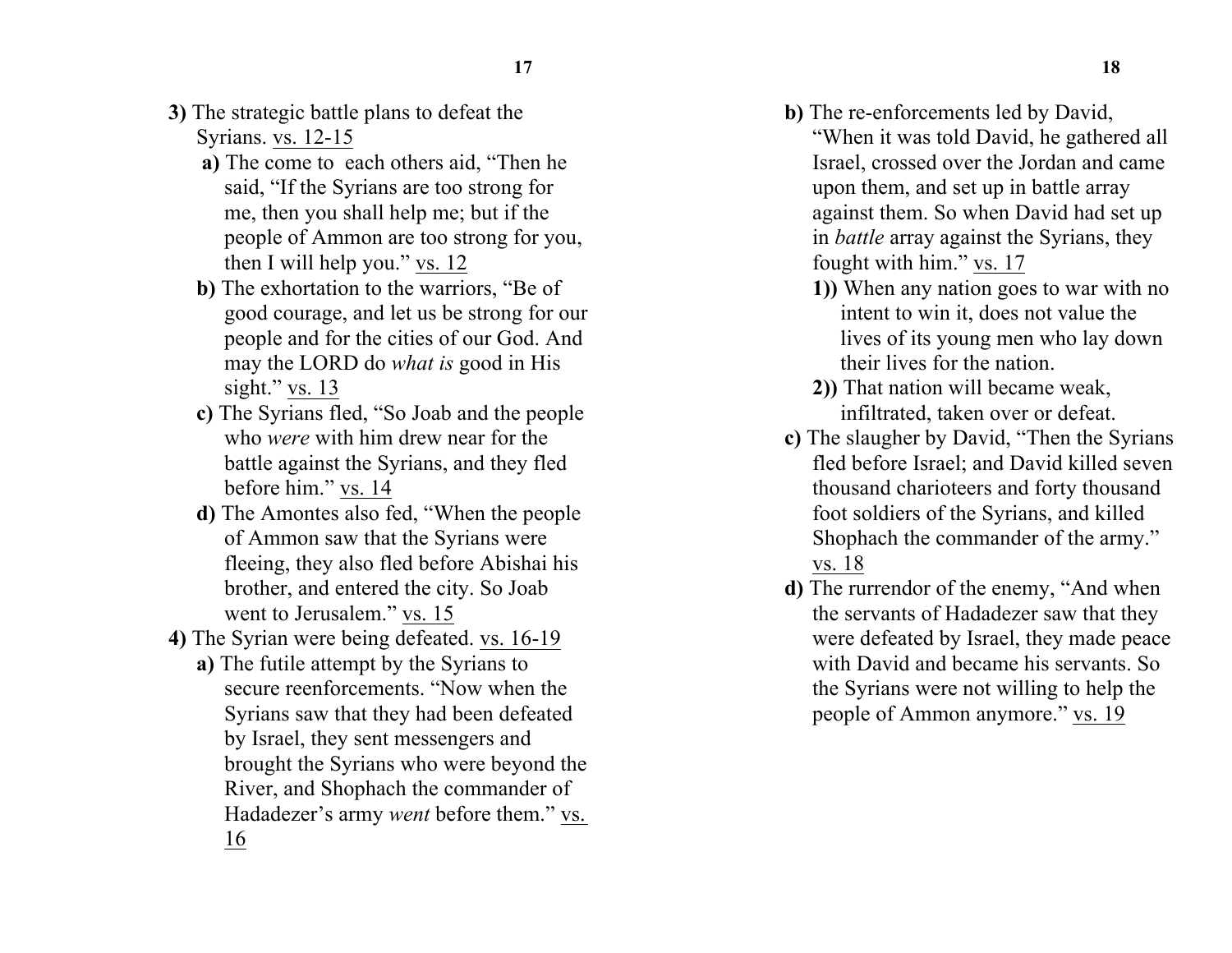**3)** The strategic battle plans to defeat the Syrians. vs. 12-15

**a)** The come to each others aid, "Then he said, "If the Syrians are too strong for me, then you shall help me; but if the people of Ammon are too strong for you, then I will help you." vs. 12

**b)** The exhortation to the warriors, "Be of good courage, and let us be strong for our people and for the cities of our God. And may the LORD do *what is* good in His sight." vs. 13

**c)** The Syrians fled, "So Joab and the people who *were* with him drew near for the battle against the Syrians, and they fled before him." vs. 14

**d)** The Amontes also fed, "When the people of Ammon saw that the Syrians were fleeing, they also fled before Abishai his brother, and entered the city. So Joab went to Jerusalem." vs. 15

**4)** The Syrian were being defeated. vs. 16-19

**a)** The futile attempt by the Syrians to secure reenforcements. "Now when the Syrians saw that they had been defeated by Israel, they sent messengers and brought the Syrians who were beyond the River, and Shophach the commander of Hadadezer's army *went* before them." vs. 16

**b)** The re-enforcements led by David, "When it was told David, he gathered all Israel, crossed over the Jordan and came upon them, and set up in battle array against them. So when David had set up in *battle* array against the Syrians, they fought with him." vs. 17

**1))** When any nation goes to war with no intent to win it, does not value the lives of its young men who lay down their lives for the nation.

**2))** That nation will became weak, infiltrated, taken over or defeat.

**c)** The slaugher by David, "Then the Syrians fled before Israel; and David killed seven thousand charioteers and forty thousand foot soldiers of the Syrians, and killed Shophach the commander of the army." vs. 18

**d)** The rurrendor of the enemy, "And when the servants of Hadadezer saw that they were defeated by Israel, they made peace with David and became his servants. So the Syrians were not willing to help the people of Ammon anymore." vs. 19